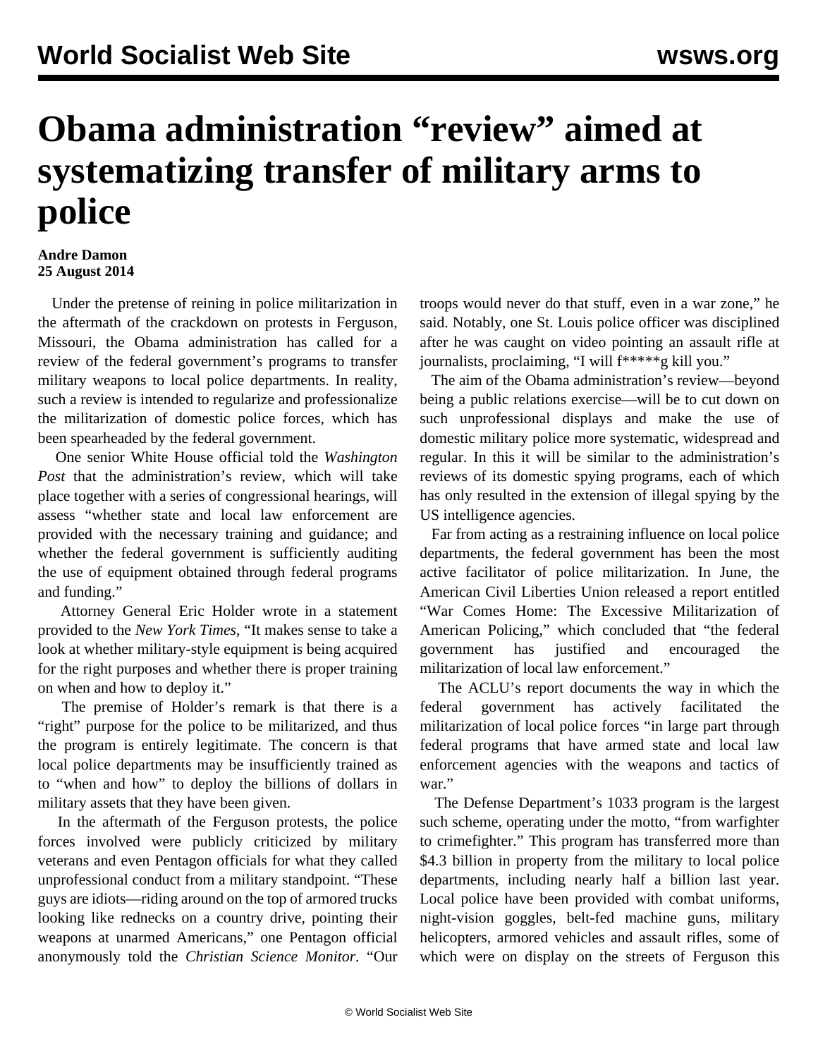# Obama administration "review" aimed at systematizing transfer of military arms to police

**Andre Damon**
**25 August 2014**

Under the pretense of reining in police militarization in the aftermath of the crackdown on protests in Ferguson, Missouri, the Obama administration has called for a review of the federal government's programs to transfer military weapons to local police departments. In reality, such a review is intended to regularize and professionalize the militarization of domestic police forces, which has been spearheaded by the federal government.

One senior White House official told the *Washington Post* that the administration's review, which will take place together with a series of congressional hearings, will assess "whether state and local law enforcement are provided with the necessary training and guidance; and whether the federal government is sufficiently auditing the use of equipment obtained through federal programs and funding."

Attorney General Eric Holder wrote in a statement provided to the *New York Times*, "It makes sense to take a look at whether military-style equipment is being acquired for the right purposes and whether there is proper training on when and how to deploy it."

The premise of Holder's remark is that there is a "right" purpose for the police to be militarized, and thus the program is entirely legitimate. The concern is that local police departments may be insufficiently trained as to "when and how" to deploy the billions of dollars in military assets that they have been given.

In the aftermath of the Ferguson protests, the police forces involved were publicly criticized by military veterans and even Pentagon officials for what they called unprofessional conduct from a military standpoint. "These guys are idiots—riding around on the top of armored trucks looking like rednecks on a country drive, pointing their weapons at unarmed Americans," one Pentagon official anonymously told the *Christian Science Monitor*. "Our troops would never do that stuff, even in a war zone," he said. Notably, one St. Louis police officer was disciplined after he was caught on video pointing an assault rifle at journalists, proclaiming, "I will f*****g kill you."

The aim of the Obama administration's review—beyond being a public relations exercise—will be to cut down on such unprofessional displays and make the use of domestic military police more systematic, widespread and regular. In this it will be similar to the administration's reviews of its domestic spying programs, each of which has only resulted in the extension of illegal spying by the US intelligence agencies.

Far from acting as a restraining influence on local police departments, the federal government has been the most active facilitator of police militarization. In June, the American Civil Liberties Union released a report entitled "War Comes Home: The Excessive Militarization of American Policing," which concluded that "the federal government has justified and encouraged the militarization of local law enforcement."

The ACLU's report documents the way in which the federal government has actively facilitated the militarization of local police forces "in large part through federal programs that have armed state and local law enforcement agencies with the weapons and tactics of war."

The Defense Department's 1033 program is the largest such scheme, operating under the motto, "from warfighter to crimefighter." This program has transferred more than $4.3 billion in property from the military to local police departments, including nearly half a billion last year. Local police have been provided with combat uniforms, night-vision goggles, belt-fed machine guns, military helicopters, armored vehicles and assault rifles, some of which were on display on the streets of Ferguson this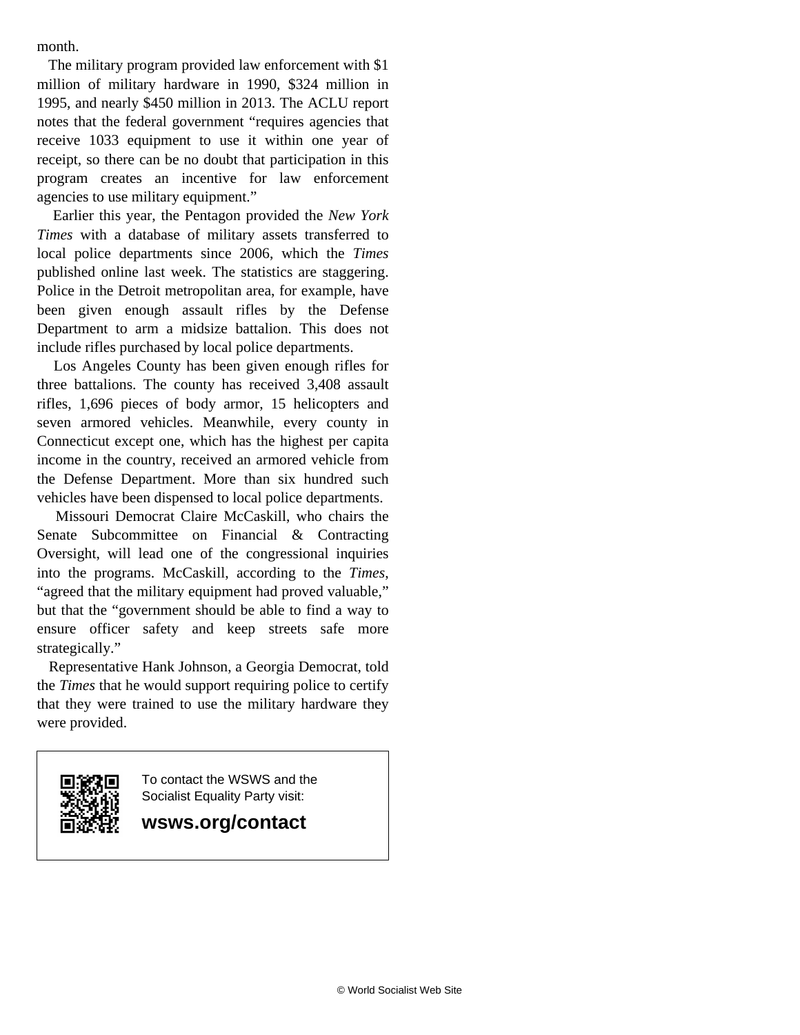month.

The military program provided law enforcement with $1 million of military hardware in 1990, $324 million in 1995, and nearly $450 million in 2013. The ACLU report notes that the federal government "requires agencies that receive 1033 equipment to use it within one year of receipt, so there can be no doubt that participation in this program creates an incentive for law enforcement agencies to use military equipment."

Earlier this year, the Pentagon provided the *New York Times* with a database of military assets transferred to local police departments since 2006, which the *Times* published online last week. The statistics are staggering. Police in the Detroit metropolitan area, for example, have been given enough assault rifles by the Defense Department to arm a midsize battalion. This does not include rifles purchased by local police departments.

Los Angeles County has been given enough rifles for three battalions. The county has received 3,408 assault rifles, 1,696 pieces of body armor, 15 helicopters and seven armored vehicles. Meanwhile, every county in Connecticut except one, which has the highest per capita income in the country, received an armored vehicle from the Defense Department. More than six hundred such vehicles have been dispensed to local police departments.

Missouri Democrat Claire McCaskill, who chairs the Senate Subcommittee on Financial & Contracting Oversight, will lead one of the congressional inquiries into the programs. McCaskill, according to the *Times*, "agreed that the military equipment had proved valuable," but that the "government should be able to find a way to ensure officer safety and keep streets safe more strategically."

Representative Hank Johnson, a Georgia Democrat, told the *Times* that he would support requiring police to certify that they were trained to use the military hardware they were provided.

To contact the WSWS and the Socialist Equality Party visit:

**wsws.org/contact**